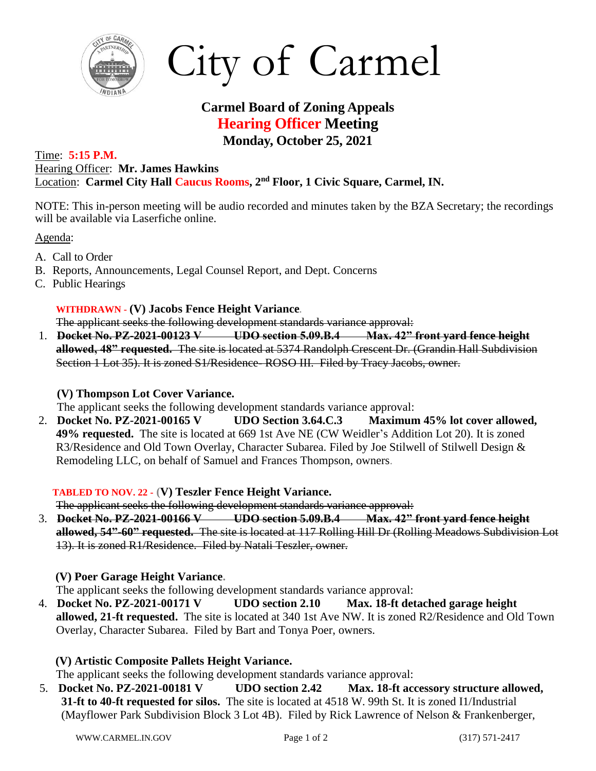# City of Carmel

## Carmel Board of Zoning Appeals
## Hearing Officer Meeting
## Monday, October 25, 2021

Time: **5:15 P.M.**
Hearing Officer: **Mr. James Hawkins**
Location: **Carmel City Hall Caucus Rooms, 2nd Floor, 1 Civic Square, Carmel, IN.**

NOTE: This in-person meeting will be audio recorded and minutes taken by the BZA Secretary; the recordings will be available via Laserfiche online.

Agenda:

A. Call to Order
B. Reports, Announcements, Legal Counsel Report, and Dept. Concerns
C. Public Hearings

**WITHDRAWN - (V) Jacobs Fence Height Variance.**

~~The applicant seeks the following development standards variance approval:~~

1. ~~**Docket No. PZ-2021-00123 V UDO section 5.09.B.4 Max. 42" front yard fence height allowed, 48" requested.** The site is located at 5374 Randolph Crescent Dr. (Grandin Hall Subdivision Section 1 Lot 35). It is zoned S1/Residence- ROSO III. Filed by Tracy Jacobs, owner.~~

**(V) Thompson Lot Cover Variance.**

The applicant seeks the following development standards variance approval:

2. **Docket No. PZ-2021-00165 V UDO Section 3.64.C.3 Maximum 45% lot cover allowed, 49% requested.** The site is located at 669 1st Ave NE (CW Weidler's Addition Lot 20). It is zoned R3/Residence and Old Town Overlay, Character Subarea. Filed by Joe Stilwell of Stilwell Design & Remodeling LLC, on behalf of Samuel and Frances Thompson, owners.

**TABLED TO NOV. 22 - (V) Teszler Fence Height Variance.**

~~The applicant seeks the following development standards variance approval:~~

3. ~~**Docket No. PZ-2021-00166 V UDO section 5.09.B.4 Max. 42" front yard fence height allowed, 54"-60" requested.** The site is located at 117 Rolling Hill Dr (Rolling Meadows Subdivision Lot 13). It is zoned R1/Residence. Filed by Natali Teszler, owner.~~

**(V) Poer Garage Height Variance.**

The applicant seeks the following development standards variance approval:

4. **Docket No. PZ-2021-00171 V UDO section 2.10 Max. 18-ft detached garage height allowed, 21-ft requested.** The site is located at 340 1st Ave NW. It is zoned R2/Residence and Old Town Overlay, Character Subarea. Filed by Bart and Tonya Poer, owners.

**(V) Artistic Composite Pallets Height Variance.**

The applicant seeks the following development standards variance approval:

5. **Docket No. PZ-2021-00181 V UDO section 2.42 Max. 18-ft accessory structure allowed, 31-ft to 40-ft requested for silos.** The site is located at 4518 W. 99th St. It is zoned I1/Industrial (Mayflower Park Subdivision Block 3 Lot 4B). Filed by Rick Lawrence of Nelson & Frankenberger,

WWW.CARMEL.IN.GOV (317) 571-2417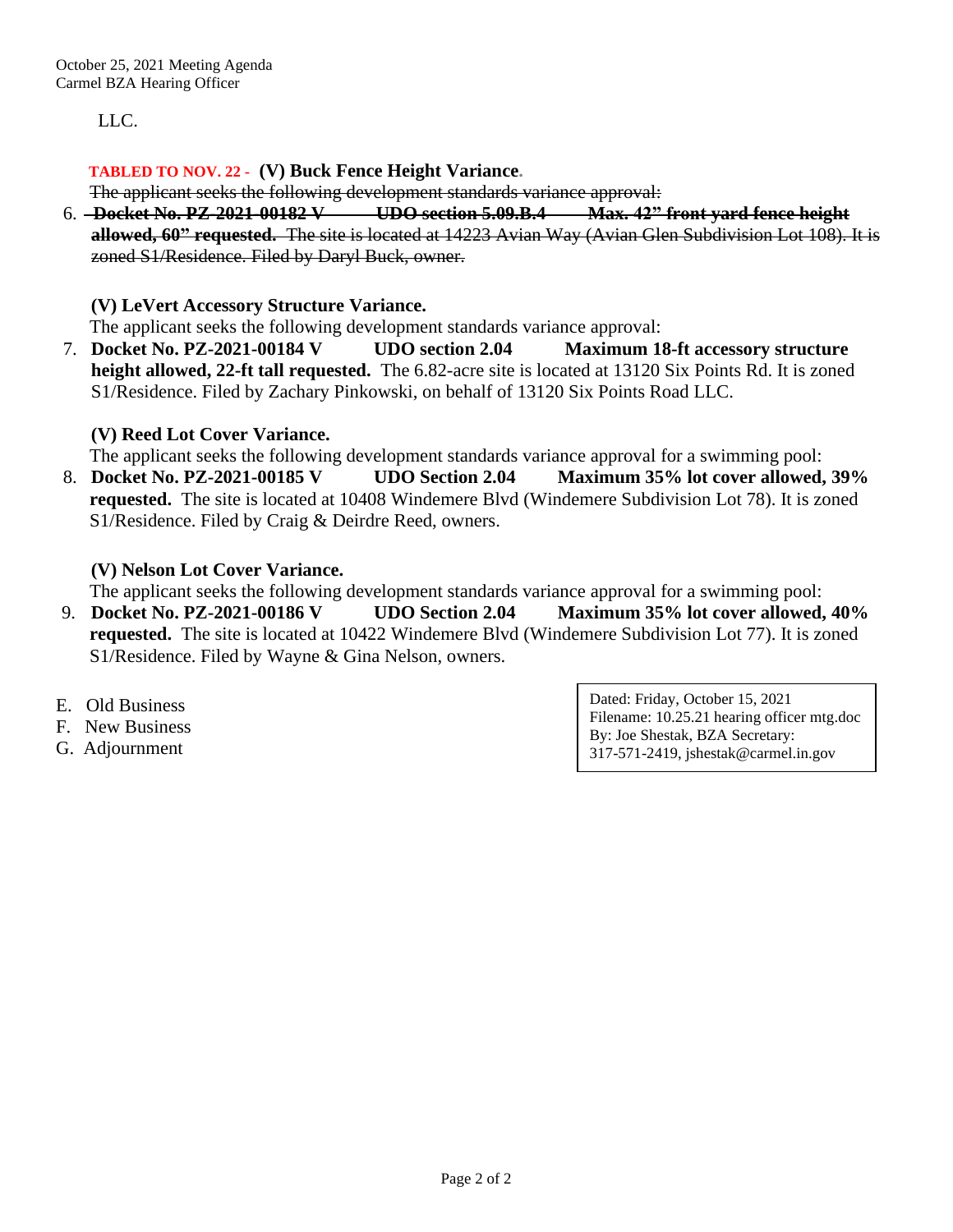LLC.

**TABLED TO NOV. 22 - (V) Buck Fence Height Variance.**

~~The applicant seeks the following development standards variance approval:~~

6. ~~**Docket No. PZ-2021-00182 V UDO section 5.09.B.4 Max. 42" front yard fence height allowed, 60" requested.** The site is located at 14223 Avian Way (Avian Glen Subdivision Lot 108). It is zoned S1/Residence. Filed by Daryl Buck, owner.~~

**(V) LeVert Accessory Structure Variance.**

The applicant seeks the following development standards variance approval:

7. **Docket No. PZ-2021-00184 V UDO section 2.04 Maximum 18-ft accessory structure height allowed, 22-ft tall requested.** The 6.82-acre site is located at 13120 Six Points Rd. It is zoned S1/Residence. Filed by Zachary Pinkowski, on behalf of 13120 Six Points Road LLC.

**(V) Reed Lot Cover Variance.**

The applicant seeks the following development standards variance approval for a swimming pool:

8. **Docket No. PZ-2021-00185 V UDO Section 2.04 Maximum 35% lot cover allowed, 39% requested.** The site is located at 10408 Windemere Blvd (Windemere Subdivision Lot 78). It is zoned S1/Residence. Filed by Craig & Deirdre Reed, owners.

**(V) Nelson Lot Cover Variance.**

The applicant seeks the following development standards variance approval for a swimming pool:

9. **Docket No. PZ-2021-00186 V UDO Section 2.04 Maximum 35% lot cover allowed, 40% requested.** The site is located at 10422 Windemere Blvd (Windemere Subdivision Lot 77). It is zoned S1/Residence. Filed by Wayne & Gina Nelson, owners.

E. Old Business
F. New Business
G. Adjournment

Dated: Friday, October 15, 2021
Filename: 10.25.21 hearing officer mtg.doc
By: Joe Shestak, BZA Secretary:
317-571-2419, jshestak@carmel.in.gov